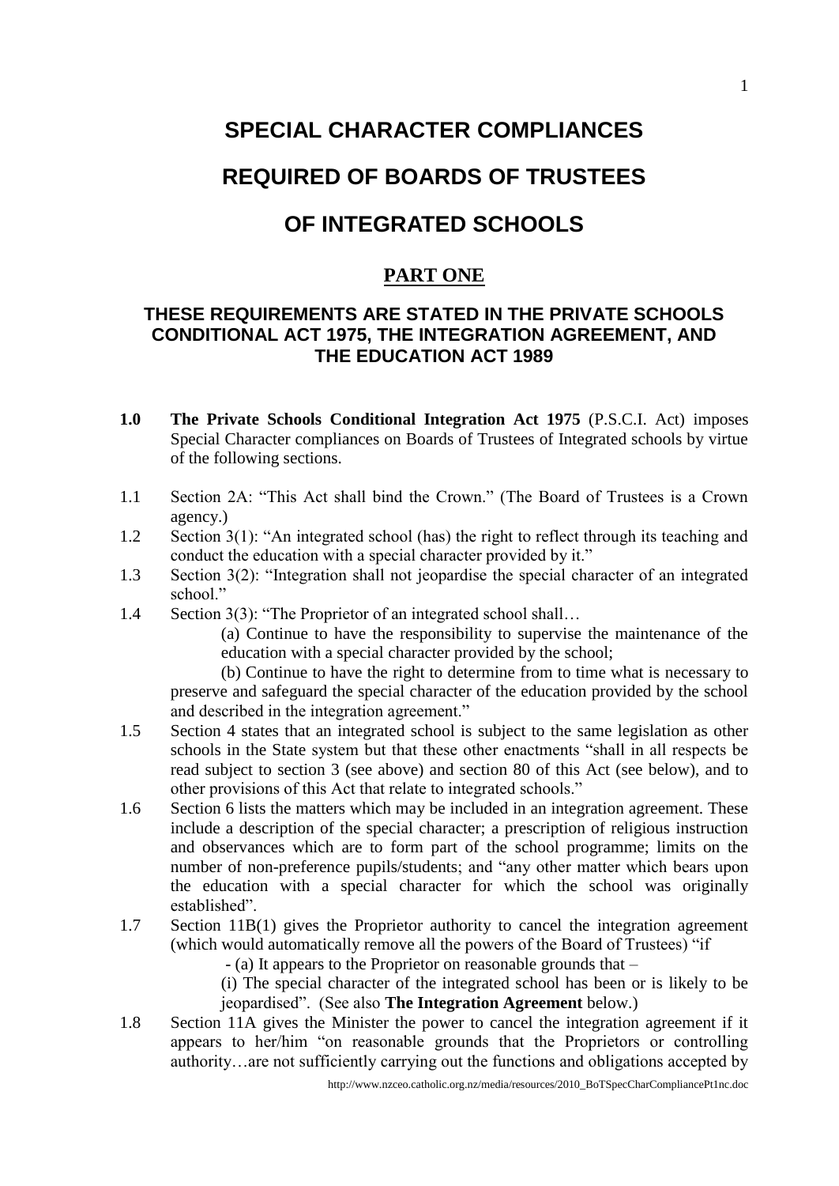# SPECIAL CHARACTER COMPLIANCES

# REQUIRED OF BOARDS OF TRUSTEES

# OF INTEGRATED SCHOOLS

## PART ONE

### THESE REQUIREMENTS ARE STATED IN THE PRIVATE SCHOOLS CONDITIONAL ACT 1975, THE INTEGRATION AGREEMENT, AND THE EDUCATION ACT 1989

**1.0** **The Private Schools Conditional Integration Act 1975** (P.S.C.I. Act) imposes Special Character compliances on Boards of Trustees of Integrated schools by virtue of the following sections.

1.1 Section 2A: "This Act shall bind the Crown." (The Board of Trustees is a Crown agency.)

1.2 Section 3(1): "An integrated school (has) the right to reflect through its teaching and conduct the education with a special character provided by it."

1.3 Section 3(2): "Integration shall not jeopardise the special character of an integrated school."

1.4 Section 3(3): "The Proprietor of an integrated school shall…

(a) Continue to have the responsibility to supervise the maintenance of the education with a special character provided by the school;

(b) Continue to have the right to determine from to time what is necessary to preserve and safeguard the special character of the education provided by the school and described in the integration agreement."

1.5 Section 4 states that an integrated school is subject to the same legislation as other schools in the State system but that these other enactments "shall in all respects be read subject to section 3 (see above) and section 80 of this Act (see below), and to other provisions of this Act that relate to integrated schools."

1.6 Section 6 lists the matters which may be included in an integration agreement. These include a description of the special character; a prescription of religious instruction and observances which are to form part of the school programme; limits on the number of non-preference pupils/students; and "any other matter which bears upon the education with a special character for which the school was originally established".

1.7 Section 11B(1) gives the Proprietor authority to cancel the integration agreement (which would automatically remove all the powers of the Board of Trustees) "if

- (a) It appears to the Proprietor on reasonable grounds that –

(i) The special character of the integrated school has been or is likely to be jeopardised". (See also **The Integration Agreement** below.)

1.8 Section 11A gives the Minister the power to cancel the integration agreement if it appears to her/him "on reasonable grounds that the Proprietors or controlling authority…are not sufficiently carrying out the functions and obligations accepted by

http://www.nzceo.catholic.org.nz/media/resources/2010_BoTSpecCharCompliancePt1nc.doc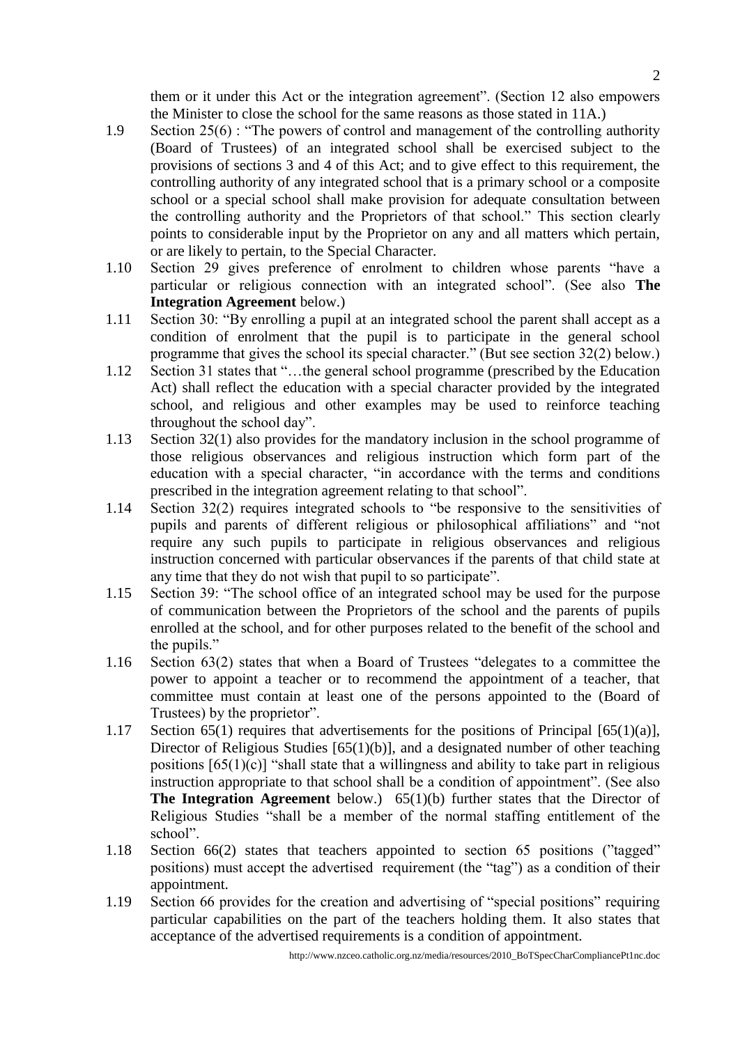them or it under this Act or the integration agreement". (Section 12 also empowers the Minister to close the school for the same reasons as those stated in 11A.)

1.9 Section 25(6) : "The powers of control and management of the controlling authority (Board of Trustees) of an integrated school shall be exercised subject to the provisions of sections 3 and 4 of this Act; and to give effect to this requirement, the controlling authority of any integrated school that is a primary school or a composite school or a special school shall make provision for adequate consultation between the controlling authority and the Proprietors of that school." This section clearly points to considerable input by the Proprietor on any and all matters which pertain, or are likely to pertain, to the Special Character.

1.10 Section 29 gives preference of enrolment to children whose parents "have a particular or religious connection with an integrated school". (See also **The Integration Agreement** below.)

1.11 Section 30: "By enrolling a pupil at an integrated school the parent shall accept as a condition of enrolment that the pupil is to participate in the general school programme that gives the school its special character." (But see section 32(2) below.)

1.12 Section 31 states that "…the general school programme (prescribed by the Education Act) shall reflect the education with a special character provided by the integrated school, and religious and other examples may be used to reinforce teaching throughout the school day".

1.13 Section 32(1) also provides for the mandatory inclusion in the school programme of those religious observances and religious instruction which form part of the education with a special character, "in accordance with the terms and conditions prescribed in the integration agreement relating to that school".

1.14 Section 32(2) requires integrated schools to "be responsive to the sensitivities of pupils and parents of different religious or philosophical affiliations" and "not require any such pupils to participate in religious observances and religious instruction concerned with particular observances if the parents of that child state at any time that they do not wish that pupil to so participate".

1.15 Section 39: "The school office of an integrated school may be used for the purpose of communication between the Proprietors of the school and the parents of pupils enrolled at the school, and for other purposes related to the benefit of the school and the pupils."

1.16 Section 63(2) states that when a Board of Trustees "delegates to a committee the power to appoint a teacher or to recommend the appointment of a teacher, that committee must contain at least one of the persons appointed to the (Board of Trustees) by the proprietor".

1.17 Section 65(1) requires that advertisements for the positions of Principal [65(1)(a)], Director of Religious Studies [65(1)(b)], and a designated number of other teaching positions [65(1)(c)] "shall state that a willingness and ability to take part in religious instruction appropriate to that school shall be a condition of appointment". (See also **The Integration Agreement** below.) 65(1)(b) further states that the Director of Religious Studies "shall be a member of the normal staffing entitlement of the school".

1.18 Section 66(2) states that teachers appointed to section 65 positions ("tagged" positions) must accept the advertised requirement (the "tag") as a condition of their appointment.

1.19 Section 66 provides for the creation and advertising of "special positions" requiring particular capabilities on the part of the teachers holding them. It also states that acceptance of the advertised requirements is a condition of appointment.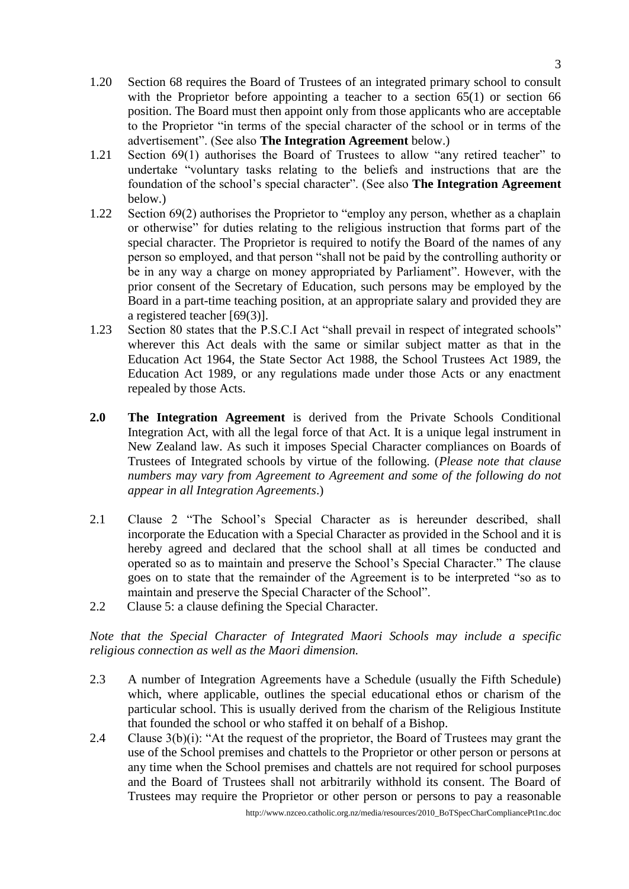1.20 Section 68 requires the Board of Trustees of an integrated primary school to consult with the Proprietor before appointing a teacher to a section 65(1) or section 66 position. The Board must then appoint only from those applicants who are acceptable to the Proprietor "in terms of the special character of the school or in terms of the advertisement". (See also **The Integration Agreement** below.)

1.21 Section 69(1) authorises the Board of Trustees to allow "any retired teacher" to undertake "voluntary tasks relating to the beliefs and instructions that are the foundation of the school's special character". (See also **The Integration Agreement** below.)

1.22 Section 69(2) authorises the Proprietor to "employ any person, whether as a chaplain or otherwise" for duties relating to the religious instruction that forms part of the special character. The Proprietor is required to notify the Board of the names of any person so employed, and that person "shall not be paid by the controlling authority or be in any way a charge on money appropriated by Parliament". However, with the prior consent of the Secretary of Education, such persons may be employed by the Board in a part-time teaching position, at an appropriate salary and provided they are a registered teacher [69(3)].

1.23 Section 80 states that the P.S.C.I Act "shall prevail in respect of integrated schools" wherever this Act deals with the same or similar subject matter as that in the Education Act 1964, the State Sector Act 1988, the School Trustees Act 1989, the Education Act 1989, or any regulations made under those Acts or any enactment repealed by those Acts.

**2.0** **The Integration Agreement** is derived from the Private Schools Conditional Integration Act, with all the legal force of that Act. It is a unique legal instrument in New Zealand law. As such it imposes Special Character compliances on Boards of Trustees of Integrated schools by virtue of the following. (*Please note that clause numbers may vary from Agreement to Agreement and some of the following do not appear in all Integration Agreements*.)

2.1 Clause 2 "The School's Special Character as is hereunder described, shall incorporate the Education with a Special Character as provided in the School and it is hereby agreed and declared that the school shall at all times be conducted and operated so as to maintain and preserve the School's Special Character." The clause goes on to state that the remainder of the Agreement is to be interpreted "so as to maintain and preserve the Special Character of the School".

2.2 Clause 5: a clause defining the Special Character.

*Note that the Special Character of Integrated Maori Schools may include a specific religious connection as well as the Maori dimension.*

2.3 A number of Integration Agreements have a Schedule (usually the Fifth Schedule) which, where applicable, outlines the special educational ethos or charism of the particular school. This is usually derived from the charism of the Religious Institute that founded the school or who staffed it on behalf of a Bishop.

2.4 Clause 3(b)(i): "At the request of the proprietor, the Board of Trustees may grant the use of the School premises and chattels to the Proprietor or other person or persons at any time when the School premises and chattels are not required for school purposes and the Board of Trustees shall not arbitrarily withhold its consent. The Board of Trustees may require the Proprietor or other person or persons to pay a reasonable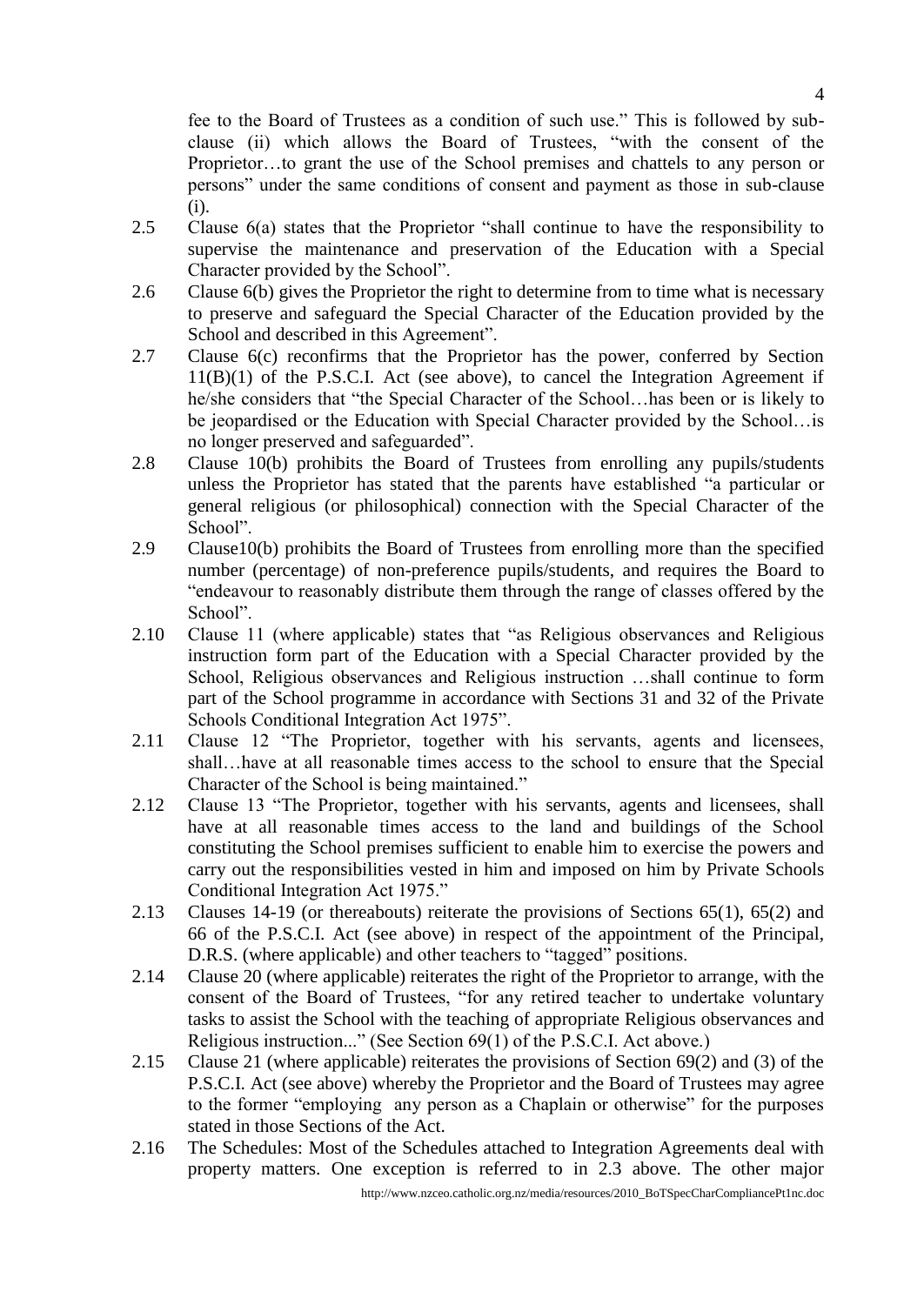fee to the Board of Trustees as a condition of such use." This is followed by sub-clause (ii) which allows the Board of Trustees, "with the consent of the Proprietor…to grant the use of the School premises and chattels to any person or persons" under the same conditions of consent and payment as those in sub-clause (i).

2.5 Clause 6(a) states that the Proprietor "shall continue to have the responsibility to supervise the maintenance and preservation of the Education with a Special Character provided by the School".

2.6 Clause 6(b) gives the Proprietor the right to determine from to time what is necessary to preserve and safeguard the Special Character of the Education provided by the School and described in this Agreement".

2.7 Clause 6(c) reconfirms that the Proprietor has the power, conferred by Section 11(B)(1) of the P.S.C.I. Act (see above), to cancel the Integration Agreement if he/she considers that "the Special Character of the School…has been or is likely to be jeopardised or the Education with Special Character provided by the School…is no longer preserved and safeguarded".

2.8 Clause 10(b) prohibits the Board of Trustees from enrolling any pupils/students unless the Proprietor has stated that the parents have established "a particular or general religious (or philosophical) connection with the Special Character of the School".

2.9 Clause10(b) prohibits the Board of Trustees from enrolling more than the specified number (percentage) of non-preference pupils/students, and requires the Board to "endeavour to reasonably distribute them through the range of classes offered by the School".

2.10 Clause 11 (where applicable) states that "as Religious observances and Religious instruction form part of the Education with a Special Character provided by the School, Religious observances and Religious instruction …shall continue to form part of the School programme in accordance with Sections 31 and 32 of the Private Schools Conditional Integration Act 1975".

2.11 Clause 12 "The Proprietor, together with his servants, agents and licensees, shall…have at all reasonable times access to the school to ensure that the Special Character of the School is being maintained."

2.12 Clause 13 "The Proprietor, together with his servants, agents and licensees, shall have at all reasonable times access to the land and buildings of the School constituting the School premises sufficient to enable him to exercise the powers and carry out the responsibilities vested in him and imposed on him by Private Schools Conditional Integration Act 1975."

2.13 Clauses 14-19 (or thereabouts) reiterate the provisions of Sections 65(1), 65(2) and 66 of the P.S.C.I. Act (see above) in respect of the appointment of the Principal, D.R.S. (where applicable) and other teachers to "tagged" positions.

2.14 Clause 20 (where applicable) reiterates the right of the Proprietor to arrange, with the consent of the Board of Trustees, "for any retired teacher to undertake voluntary tasks to assist the School with the teaching of appropriate Religious observances and Religious instruction..." (See Section 69(1) of the P.S.C.I. Act above.)

2.15 Clause 21 (where applicable) reiterates the provisions of Section 69(2) and (3) of the P.S.C.I. Act (see above) whereby the Proprietor and the Board of Trustees may agree to the former "employing any person as a Chaplain or otherwise" for the purposes stated in those Sections of the Act.

2.16 The Schedules: Most of the Schedules attached to Integration Agreements deal with property matters. One exception is referred to in 2.3 above. The other major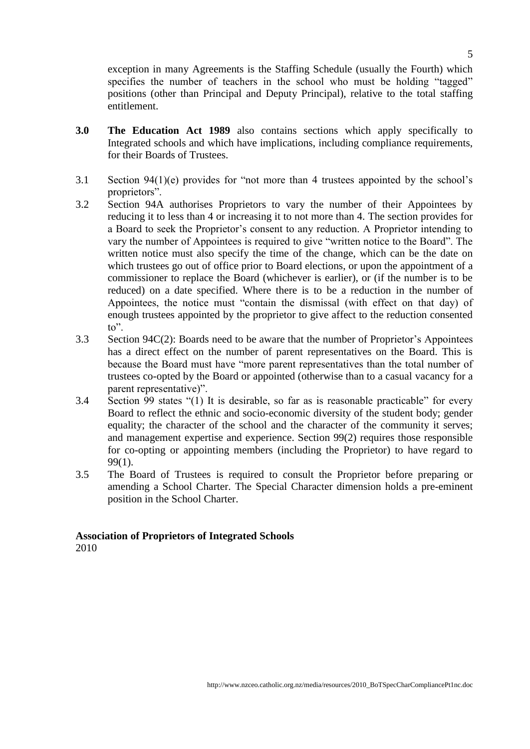exception in many Agreements is the Staffing Schedule (usually the Fourth) which specifies the number of teachers in the school who must be holding "tagged" positions (other than Principal and Deputy Principal), relative to the total staffing entitlement.

**3.0** **The Education Act 1989** also contains sections which apply specifically to Integrated schools and which have implications, including compliance requirements, for their Boards of Trustees.

3.1 Section 94(1)(e) provides for "not more than 4 trustees appointed by the school's proprietors".

3.2 Section 94A authorises Proprietors to vary the number of their Appointees by reducing it to less than 4 or increasing it to not more than 4. The section provides for a Board to seek the Proprietor's consent to any reduction. A Proprietor intending to vary the number of Appointees is required to give "written notice to the Board". The written notice must also specify the time of the change, which can be the date on which trustees go out of office prior to Board elections, or upon the appointment of a commissioner to replace the Board (whichever is earlier), or (if the number is to be reduced) on a date specified. Where there is to be a reduction in the number of Appointees, the notice must "contain the dismissal (with effect on that day) of enough trustees appointed by the proprietor to give affect to the reduction consented to".

3.3 Section 94C(2): Boards need to be aware that the number of Proprietor's Appointees has a direct effect on the number of parent representatives on the Board. This is because the Board must have "more parent representatives than the total number of trustees co-opted by the Board or appointed (otherwise than to a casual vacancy for a parent representative)".

3.4 Section 99 states "(1) It is desirable, so far as is reasonable practicable" for every Board to reflect the ethnic and socio-economic diversity of the student body; gender equality; the character of the school and the character of the community it serves; and management expertise and experience. Section 99(2) requires those responsible for co-opting or appointing members (including the Proprietor) to have regard to 99(1).

3.5 The Board of Trustees is required to consult the Proprietor before preparing or amending a School Charter. The Special Character dimension holds a pre-eminent position in the School Charter.

**Association of Proprietors of Integrated Schools**
2010